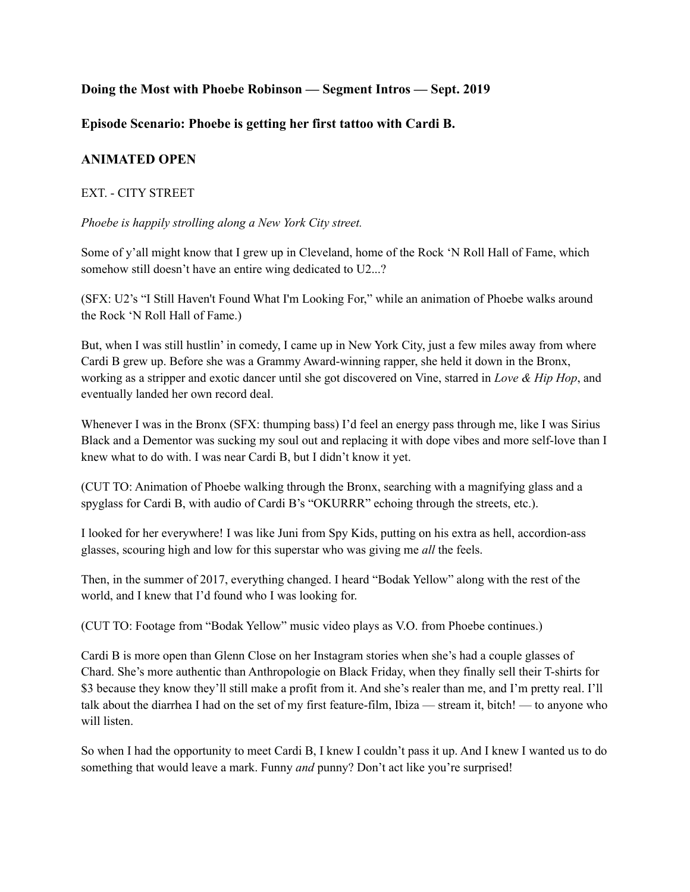**Doing the Most with Phoebe Robinson — Segment Intros — Sept. 2019**

**Episode Scenario: Phoebe is getting her first tattoo with Cardi B.**

## ANIMATED OPEN

EXT. - CITY STREET

*Phoebe is happily strolling along a New York City street.*

Some of y'all might know that I grew up in Cleveland, home of the Rock 'N Roll Hall of Fame, which somehow still doesn't have an entire wing dedicated to U2...?

(SFX: U2's "I Still Haven't Found What I'm Looking For," while an animation of Phoebe walks around the Rock 'N Roll Hall of Fame.)

But, when I was still hustlin' in comedy, I came up in New York City, just a few miles away from where Cardi B grew up. Before she was a Grammy Award-winning rapper, she held it down in the Bronx, working as a stripper and exotic dancer until she got discovered on Vine, starred in *Love & Hip Hop*, and eventually landed her own record deal.

Whenever I was in the Bronx (SFX: thumping bass) I'd feel an energy pass through me, like I was Sirius Black and a Dementor was sucking my soul out and replacing it with dope vibes and more self-love than I knew what to do with. I was near Cardi B, but I didn't know it yet.

(CUT TO: Animation of Phoebe walking through the Bronx, searching with a magnifying glass and a spyglass for Cardi B, with audio of Cardi B's "OKURRR" echoing through the streets, etc.).

I looked for her everywhere! I was like Juni from Spy Kids, putting on his extra as hell, accordion-ass glasses, scouring high and low for this superstar who was giving me *all* the feels.

Then, in the summer of 2017, everything changed. I heard "Bodak Yellow" along with the rest of the world, and I knew that I'd found who I was looking for.

(CUT TO: Footage from "Bodak Yellow" music video plays as V.O. from Phoebe continues.)

Cardi B is more open than Glenn Close on her Instagram stories when she's had a couple glasses of Chard. She's more authentic than Anthropologie on Black Friday, when they finally sell their T-shirts for $3 because they know they'll still make a profit from it. And she's realer than me, and I'm pretty real. I'll talk about the diarrhea I had on the set of my first feature-film, Ibiza — stream it, bitch! — to anyone who will listen.

So when I had the opportunity to meet Cardi B, I knew I couldn't pass it up. And I knew I wanted us to do something that would leave a mark. Funny *and* punny? Don't act like you're surprised!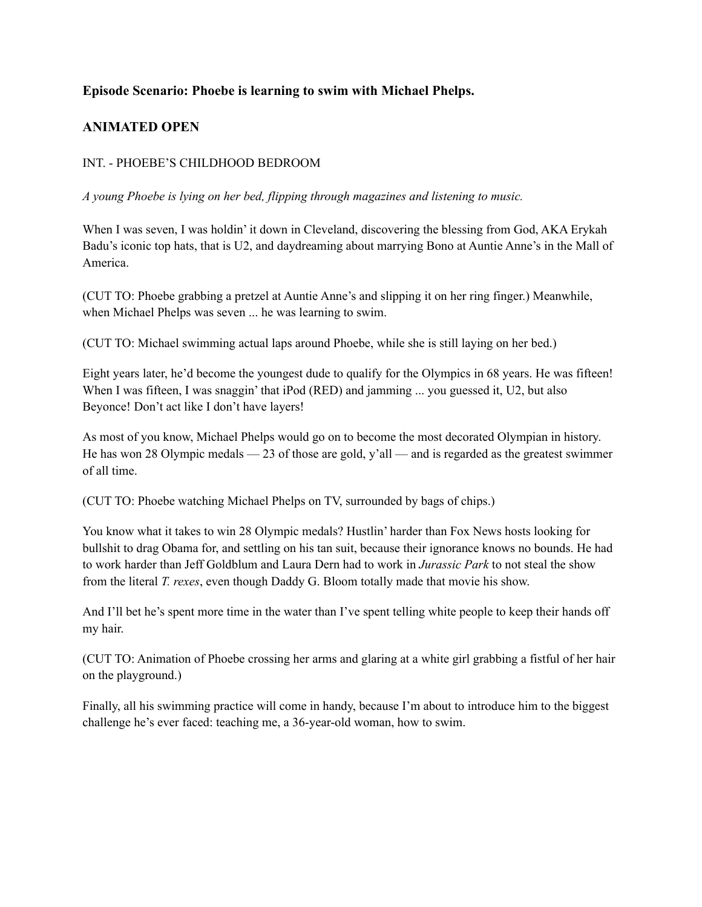**Episode Scenario: Phoebe is learning to swim with Michael Phelps.**

**ANIMATED OPEN**

INT. - PHOEBE'S CHILDHOOD BEDROOM

*A young Phoebe is lying on her bed, flipping through magazines and listening to music.*

When I was seven, I was holdin' it down in Cleveland, discovering the blessing from God, AKA Erykah Badu's iconic top hats, that is U2, and daydreaming about marrying Bono at Auntie Anne's in the Mall of America.

(CUT TO: Phoebe grabbing a pretzel at Auntie Anne's and slipping it on her ring finger.) Meanwhile, when Michael Phelps was seven ... he was learning to swim.

(CUT TO: Michael swimming actual laps around Phoebe, while she is still laying on her bed.)

Eight years later, he'd become the youngest dude to qualify for the Olympics in 68 years. He was fifteen! When I was fifteen, I was snaggin' that iPod (RED) and jamming ... you guessed it, U2, but also Beyonce! Don't act like I don't have layers!

As most of you know, Michael Phelps would go on to become the most decorated Olympian in history. He has won 28 Olympic medals — 23 of those are gold, y'all — and is regarded as the greatest swimmer of all time.

(CUT TO: Phoebe watching Michael Phelps on TV, surrounded by bags of chips.)

You know what it takes to win 28 Olympic medals? Hustlin' harder than Fox News hosts looking for bullshit to drag Obama for, and settling on his tan suit, because their ignorance knows no bounds. He had to work harder than Jeff Goldblum and Laura Dern had to work in *Jurassic Park* to not steal the show from the literal *T. rexes*, even though Daddy G. Bloom totally made that movie his show.

And I'll bet he's spent more time in the water than I've spent telling white people to keep their hands off my hair.

(CUT TO: Animation of Phoebe crossing her arms and glaring at a white girl grabbing a fistful of her hair on the playground.)

Finally, all his swimming practice will come in handy, because I'm about to introduce him to the biggest challenge he's ever faced: teaching me, a 36-year-old woman, how to swim.